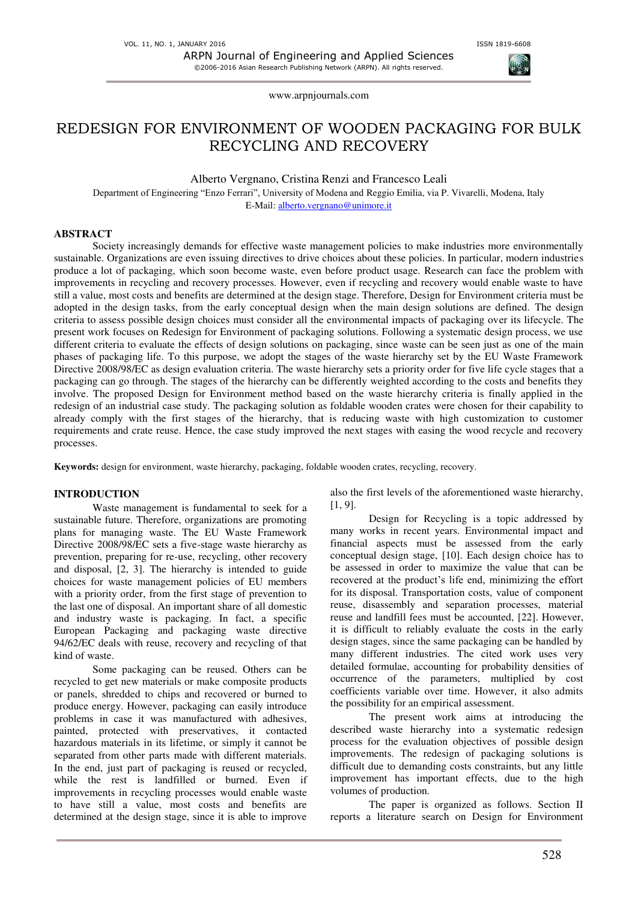# REDESIGN FOR ENVIRONMENT OF WOODEN PACKAGING FOR BULK RECYCLING AND RECOVERY

Alberto Vergnano, Cristina Renzi and Francesco Leali

Department of Engineering "Enzo Ferrari", University of Modena and Reggio Emilia, via P. Vivarelli, Modena, Italy

E-Mail: alberto.vergnano@unimore.it

## ABSTRACT

Society increasingly demands for effective waste management policies to make industries more environmentally sustainable. Organizations are even issuing directives to drive choices about these policies. In particular, modern industries produce a lot of packaging, which soon become waste, even before product usage. Research can face the problem with improvements in recycling and recovery processes. However, even if recycling and recovery would enable waste to have still a value, most costs and benefits are determined at the design stage. Therefore, Design for Environment criteria must be adopted in the design tasks, from the early conceptual design when the main design solutions are defined. The design criteria to assess possible design choices must consider all the environmental impacts of packaging over its lifecycle. The present work focuses on Redesign for Environment of packaging solutions. Following a systematic design process, we use different criteria to evaluate the effects of design solutions on packaging, since waste can be seen just as one of the main phases of packaging life. To this purpose, we adopt the stages of the waste hierarchy set by the EU Waste Framework Directive 2008/98/EC as design evaluation criteria. The waste hierarchy sets a priority order for five life cycle stages that a packaging can go through. The stages of the hierarchy can be differently weighted according to the costs and benefits they involve. The proposed Design for Environment method based on the waste hierarchy criteria is finally applied in the redesign of an industrial case study. The packaging solution as foldable wooden crates were chosen for their capability to already comply with the first stages of the hierarchy, that is reducing waste with high customization to customer requirements and crate reuse. Hence, the case study improved the next stages with easing the wood recycle and recovery processes.

**Keywords:** design for environment, waste hierarchy, packaging, foldable wooden crates, recycling, recovery.

## INTRODUCTION

Waste management is fundamental to seek for a sustainable future. Therefore, organizations are promoting plans for managing waste. The EU Waste Framework Directive 2008/98/EC sets a five-stage waste hierarchy as prevention, preparing for re-use, recycling, other recovery and disposal, [2, 3]. The hierarchy is intended to guide choices for waste management policies of EU members with a priority order, from the first stage of prevention to the last one of disposal. An important share of all domestic and industry waste is packaging. In fact, a specific European Packaging and packaging waste directive 94/62/EC deals with reuse, recovery and recycling of that kind of waste.

Some packaging can be reused. Others can be recycled to get new materials or make composite products or panels, shredded to chips and recovered or burned to produce energy. However, packaging can easily introduce problems in case it was manufactured with adhesives, painted, protected with preservatives, it contacted hazardous materials in its lifetime, or simply it cannot be separated from other parts made with different materials. In the end, just part of packaging is reused or recycled, while the rest is landfilled or burned. Even if improvements in recycling processes would enable waste to have still a value, most costs and benefits are determined at the design stage, since it is able to improve also the first levels of the aforementioned waste hierarchy, [1, 9].

Design for Recycling is a topic addressed by many works in recent years. Environmental impact and financial aspects must be assessed from the early conceptual design stage, [10]. Each design choice has to be assessed in order to maximize the value that can be recovered at the product's life end, minimizing the effort for its disposal. Transportation costs, value of component reuse, disassembly and separation processes, material reuse and landfill fees must be accounted, [22]. However, it is difficult to reliably evaluate the costs in the early design stages, since the same packaging can be handled by many different industries. The cited work uses very detailed formulae, accounting for probability densities of occurrence of the parameters, multiplied by cost coefficients variable over time. However, it also admits the possibility for an empirical assessment.

The present work aims at introducing the described waste hierarchy into a systematic redesign process for the evaluation objectives of possible design improvements. The redesign of packaging solutions is difficult due to demanding costs constraints, but any little improvement has important effects, due to the high volumes of production.

The paper is organized as follows. Section II reports a literature search on Design for Environment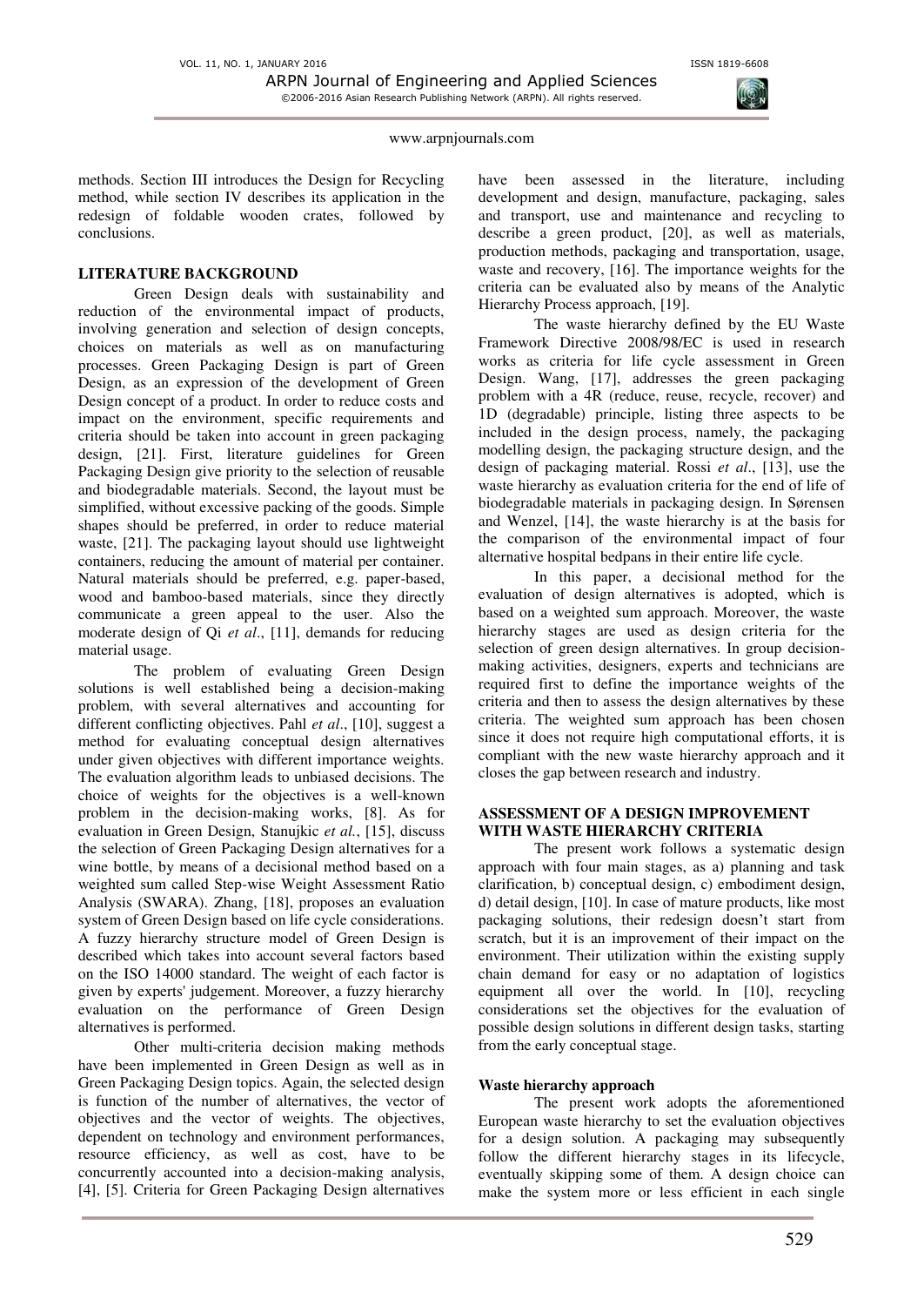methods. Section III introduces the Design for Recycling method, while section IV describes its application in the redesign of foldable wooden crates, followed by conclusions.

## LITERATURE BACKGROUND

Green Design deals with sustainability and reduction of the environmental impact of products, involving generation and selection of design concepts, choices on materials as well as on manufacturing processes. Green Packaging Design is part of Green Design, as an expression of the development of Green Design concept of a product. In order to reduce costs and impact on the environment, specific requirements and criteria should be taken into account in green packaging design, [21]. First, literature guidelines for Green Packaging Design give priority to the selection of reusable and biodegradable materials. Second, the layout must be simplified, without excessive packing of the goods. Simple shapes should be preferred, in order to reduce material waste, [21]. The packaging layout should use lightweight containers, reducing the amount of material per container. Natural materials should be preferred, e.g. paper-based, wood and bamboo-based materials, since they directly communicate a green appeal to the user. Also the moderate design of Qi *et al*., [11], demands for reducing material usage.

The problem of evaluating Green Design solutions is well established being a decision-making problem, with several alternatives and accounting for different conflicting objectives. Pahl *et al*., [10], suggest a method for evaluating conceptual design alternatives under given objectives with different importance weights. The evaluation algorithm leads to unbiased decisions. The choice of weights for the objectives is a well-known problem in the decision-making works, [8]. As for evaluation in Green Design, Stanujkic *et al.*, [15], discuss the selection of Green Packaging Design alternatives for a wine bottle, by means of a decisional method based on a weighted sum called Step-wise Weight Assessment Ratio Analysis (SWARA). Zhang, [18], proposes an evaluation system of Green Design based on life cycle considerations. A fuzzy hierarchy structure model of Green Design is described which takes into account several factors based on the ISO 14000 standard. The weight of each factor is given by experts' judgement. Moreover, a fuzzy hierarchy evaluation on the performance of Green Design alternatives is performed.

Other multi-criteria decision making methods have been implemented in Green Design as well as in Green Packaging Design topics. Again, the selected design is function of the number of alternatives, the vector of objectives and the vector of weights. The objectives, dependent on technology and environment performances, resource efficiency, as well as cost, have to be concurrently accounted into a decision-making analysis, [4], [5]. Criteria for Green Packaging Design alternatives have been assessed in the literature, including development and design, manufacture, packaging, sales and transport, use and maintenance and recycling to describe a green product, [20], as well as materials, production methods, packaging and transportation, usage, waste and recovery, [16]. The importance weights for the criteria can be evaluated also by means of the Analytic Hierarchy Process approach, [19].

The waste hierarchy defined by the EU Waste Framework Directive 2008/98/EC is used in research works as criteria for life cycle assessment in Green Design. Wang, [17], addresses the green packaging problem with a 4R (reduce, reuse, recycle, recover) and 1D (degradable) principle, listing three aspects to be included in the design process, namely, the packaging modelling design, the packaging structure design, and the design of packaging material. Rossi *et al*., [13], use the waste hierarchy as evaluation criteria for the end of life of biodegradable materials in packaging design. In Sørensen and Wenzel, [14], the waste hierarchy is at the basis for the comparison of the environmental impact of four alternative hospital bedpans in their entire life cycle.

In this paper, a decisional method for the evaluation of design alternatives is adopted, which is based on a weighted sum approach. Moreover, the waste hierarchy stages are used as design criteria for the selection of green design alternatives. In group decision-making activities, designers, experts and technicians are required first to define the importance weights of the criteria and then to assess the design alternatives by these criteria. The weighted sum approach has been chosen since it does not require high computational efforts, it is compliant with the new waste hierarchy approach and it closes the gap between research and industry.

## ASSESSMENT OF A DESIGN IMPROVEMENT WITH WASTE HIERARCHY CRITERIA

The present work follows a systematic design approach with four main stages, as a) planning and task clarification, b) conceptual design, c) embodiment design, d) detail design, [10]. In case of mature products, like most packaging solutions, their redesign doesn't start from scratch, but it is an improvement of their impact on the environment. Their utilization within the existing supply chain demand for easy or no adaptation of logistics equipment all over the world. In [10], recycling considerations set the objectives for the evaluation of possible design solutions in different design tasks, starting from the early conceptual stage.

### Waste hierarchy approach

The present work adopts the aforementioned European waste hierarchy to set the evaluation objectives for a design solution. A packaging may subsequently follow the different hierarchy stages in its lifecycle, eventually skipping some of them. A design choice can make the system more or less efficient in each single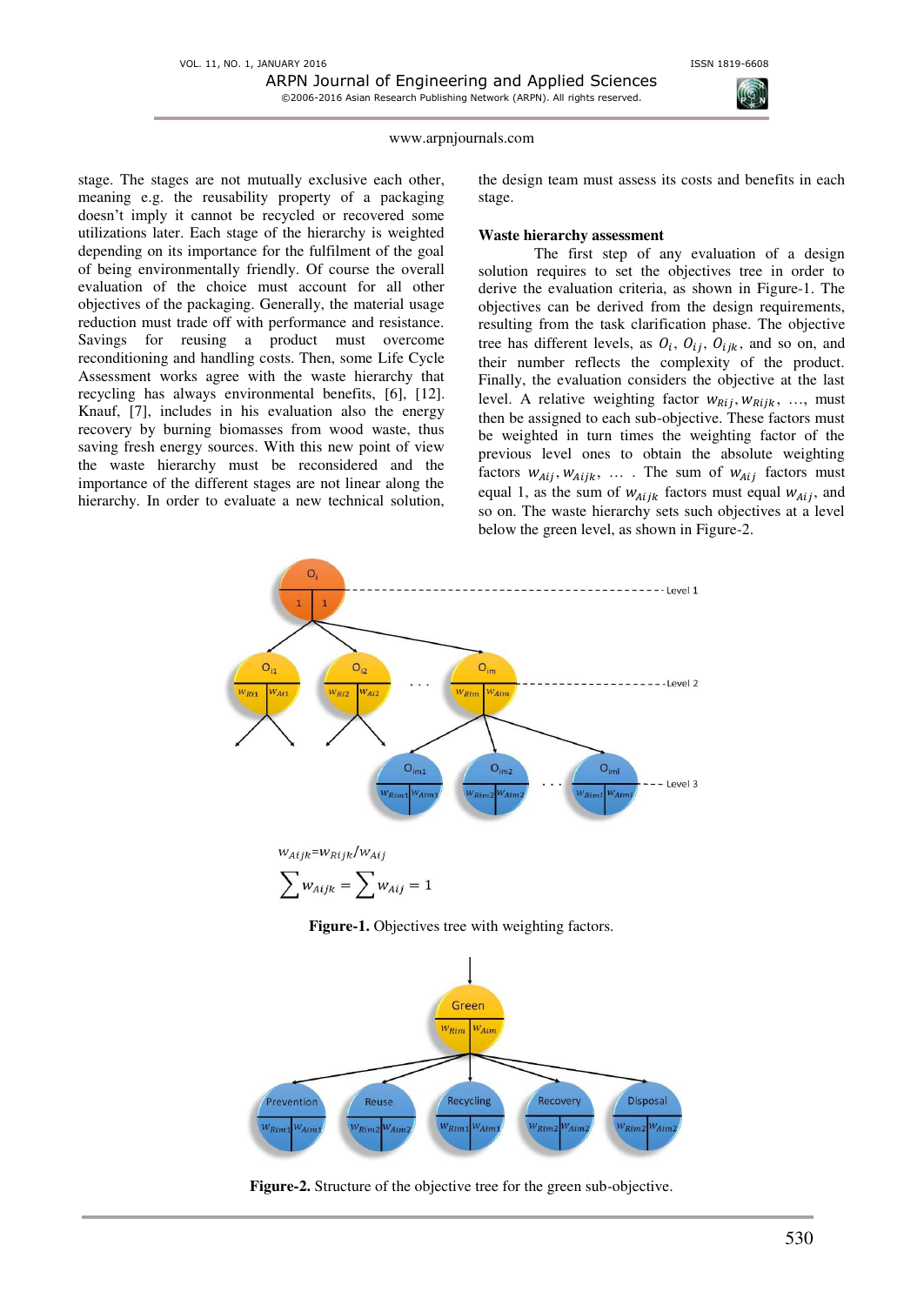stage. The stages are not mutually exclusive each other, meaning e.g. the reusability property of a packaging doesn't imply it cannot be recycled or recovered some utilizations later. Each stage of the hierarchy is weighted depending on its importance for the fulfilment of the goal of being environmentally friendly. Of course the overall evaluation of the choice must account for all other objectives of the packaging. Generally, the material usage reduction must trade off with performance and resistance. Savings for reusing a product must overcome reconditioning and handling costs. Then, some Life Cycle Assessment works agree with the waste hierarchy that recycling has always environmental benefits, [6], [12]. Knauf, [7], includes in his evaluation also the energy recovery by burning biomasses from wood waste, thus saving fresh energy sources. With this new point of view the waste hierarchy must be reconsidered and the importance of the different stages are not linear along the hierarchy. In order to evaluate a new technical solution, the design team must assess its costs and benefits in each stage.

## Waste hierarchy assessment

The first step of any evaluation of a design solution requires to set the objectives tree in order to derive the evaluation criteria, as shown in Figure-1. The objectives can be derived from the design requirements, resulting from the task clarification phase. The objective tree has different levels, as $O_i$, $O_{ij}$, $O_{ijk}$, and so on, and their number reflects the complexity of the product. Finally, the evaluation considers the objective at the last level. A relative weighting factor $w_{Rij}, w_{Rijk}, \ldots$, must then be assigned to each sub-objective. These factors must be weighted in turn times the weighting factor of the previous level ones to obtain the absolute weighting factors $w_{Aij}, w_{Aijk}, \ldots$ . The sum of $w_{Aij}$ factors must equal 1, as the sum of $w_{Aijk}$ factors must equal $w_{Aij}$, and so on. The waste hierarchy sets such objectives at a level below the green level, as shown in Figure-2.

$$w_{Aijk} = w_{Rijk} / w_{Aij}$$

$$\sum w_{Aijk} = \sum w_{Aij} = 1$$

**Figure-1.** Objectives tree with weighting factors.

**Figure-2.** Structure of the objective tree for the green sub-objective.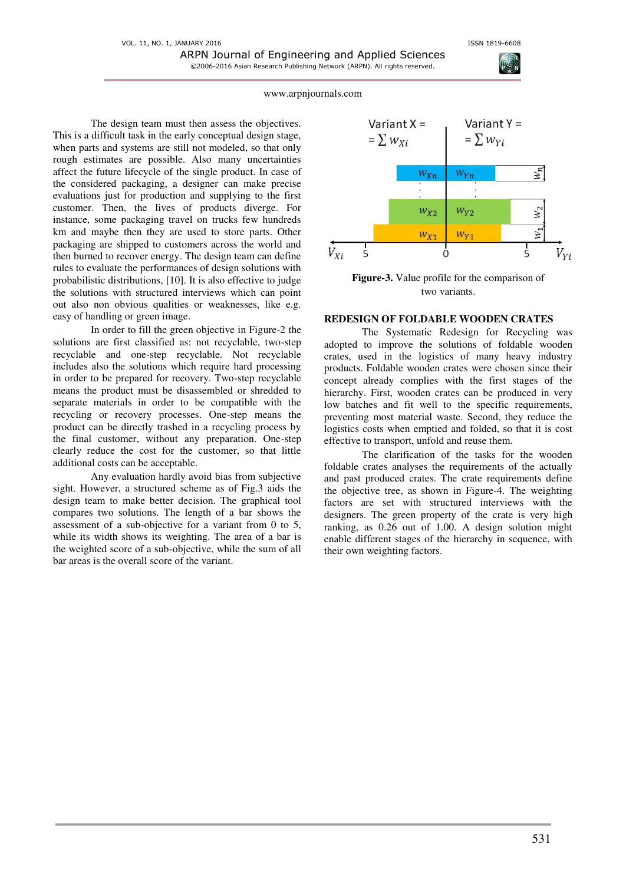The design team must then assess the objectives. This is a difficult task in the early conceptual design stage, when parts and systems are still not modeled, so that only rough estimates are possible. Also many uncertainties affect the future lifecycle of the single product. In case of the considered packaging, a designer can make precise evaluations just for production and supplying to the first customer. Then, the lives of products diverge. For instance, some packaging travel on trucks few hundreds km and maybe then they are used to store parts. Other packaging are shipped to customers across the world and then burned to recover energy. The design team can define rules to evaluate the performances of design solutions with probabilistic distributions, [10]. It is also effective to judge the solutions with structured interviews which can point out also non obvious qualities or weaknesses, like e.g. easy of handling or green image.

In order to fill the green objective in Figure-2 the solutions are first classified as: not recyclable, two-step recyclable and one-step recyclable. Not recyclable includes also the solutions which require hard processing in order to be prepared for recovery. Two-step recyclable means the product must be disassembled or shredded to separate materials in order to be compatible with the recycling or recovery processes. One-step means the product can be directly trashed in a recycling process by the final customer, without any preparation. One-step clearly reduce the cost for the customer, so that little additional costs can be acceptable.

Any evaluation hardly avoid bias from subjective sight. However, a structured scheme as of Fig.3 aids the design team to make better decision. The graphical tool compares two solutions. The length of a bar shows the assessment of a sub-objective for a variant from 0 to 5, while its width shows its weighting. The area of a bar is the weighted score of a sub-objective, while the sum of all bar areas is the overall score of the variant.

**Figure-3.** Value profile for the comparison of two variants.

## REDESIGN OF FOLDABLE WOODEN CRATES

The Systematic Redesign for Recycling was adopted to improve the solutions of foldable wooden crates, used in the logistics of many heavy industry products. Foldable wooden crates were chosen since their concept already complies with the first stages of the hierarchy. First, wooden crates can be produced in very low batches and fit well to the specific requirements, preventing most material waste. Second, they reduce the logistics costs when emptied and folded, so that it is cost effective to transport, unfold and reuse them.

The clarification of the tasks for the wooden foldable crates analyses the requirements of the actually and past produced crates. The crate requirements define the objective tree, as shown in Figure-4. The weighting factors are set with structured interviews with the designers. The green property of the crate is very high ranking, as 0.26 out of 1.00. A design solution might enable different stages of the hierarchy in sequence, with their own weighting factors.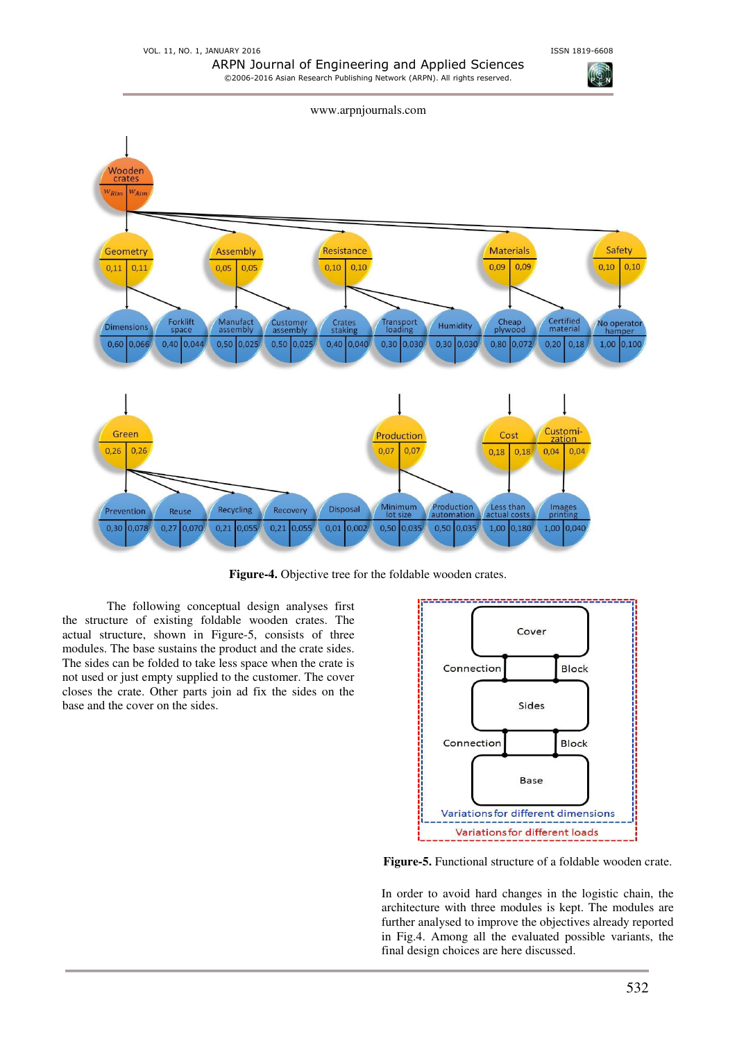Figure-4. Objective tree for the foldable wooden crates.

The following conceptual design analyses first the structure of existing foldable wooden crates. The actual structure, shown in Figure-5, consists of three modules. The base sustains the product and the crate sides. The sides can be folded to take less space when the crate is not used or just empty supplied to the customer. The cover closes the crate. Other parts join ad fix the sides on the base and the cover on the sides.

Figure-5. Functional structure of a foldable wooden crate.

In order to avoid hard changes in the logistic chain, the architecture with three modules is kept. The modules are further analysed to improve the objectives already reported in Fig.4. Among all the evaluated possible variants, the final design choices are here discussed.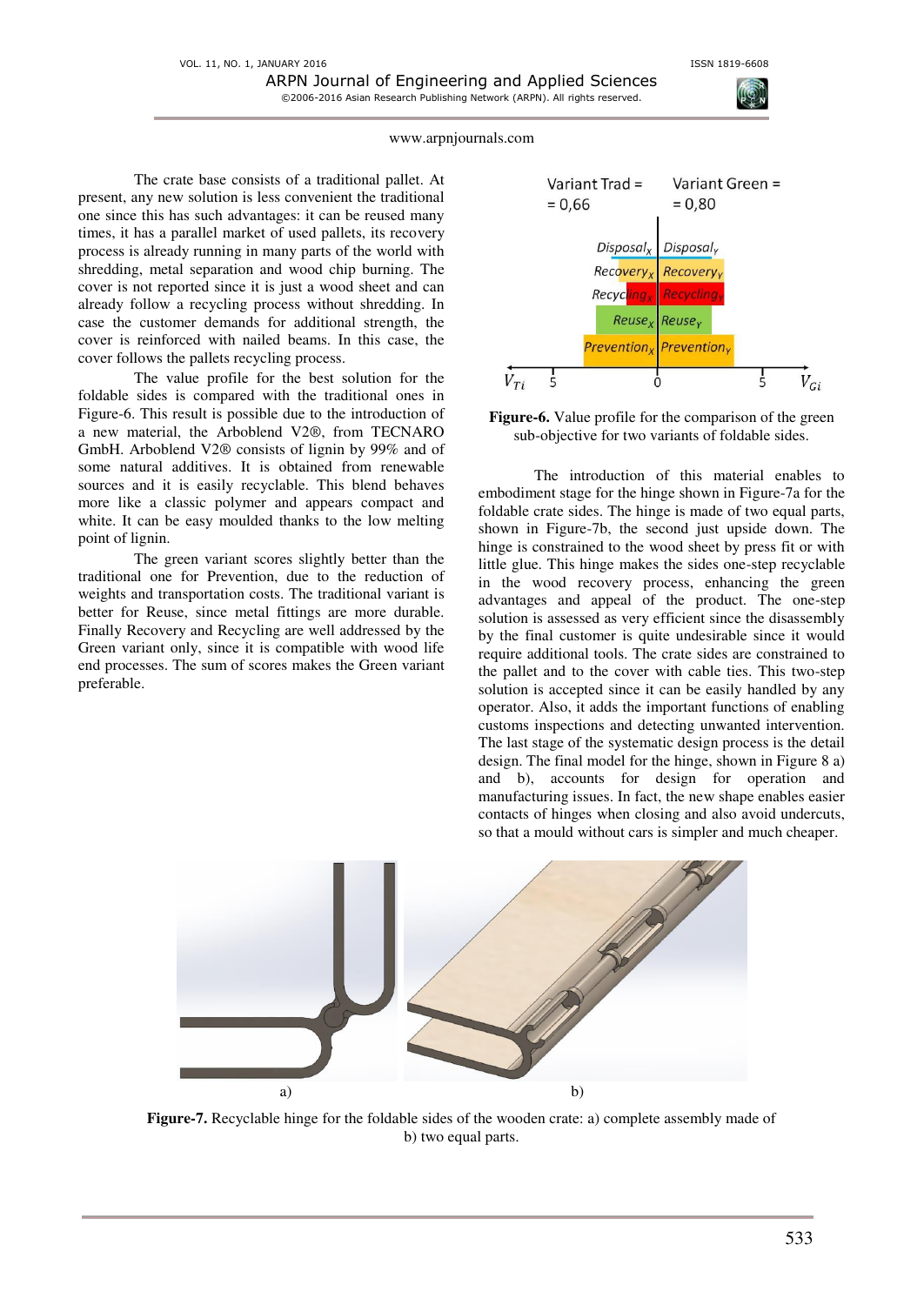The crate base consists of a traditional pallet. At present, any new solution is less convenient the traditional one since this has such advantages: it can be reused many times, it has a parallel market of used pallets, its recovery process is already running in many parts of the world with shredding, metal separation and wood chip burning. The cover is not reported since it is just a wood sheet and can already follow a recycling process without shredding. In case the customer demands for additional strength, the cover is reinforced with nailed beams. In this case, the cover follows the pallets recycling process.

The value profile for the best solution for the foldable sides is compared with the traditional ones in Figure-6. This result is possible due to the introduction of a new material, the Arboblend V2®, from TECNARO GmbH. Arboblend V2® consists of lignin by 99% and of some natural additives. It is obtained from renewable sources and it is easily recyclable. This blend behaves more like a classic polymer and appears compact and white. It can be easy moulded thanks to the low melting point of lignin.

The green variant scores slightly better than the traditional one for Prevention, due to the reduction of weights and transportation costs. The traditional variant is better for Reuse, since metal fittings are more durable. Finally Recovery and Recycling are well addressed by the Green variant only, since it is compatible with wood life end processes. The sum of scores makes the Green variant preferable.

Variant Trad = 0,66 | Variant Green = 0,80

**Figure-6.** Value profile for the comparison of the green sub-objective for two variants of foldable sides.

The introduction of this material enables to embodiment stage for the hinge shown in Figure-7a for the foldable crate sides. The hinge is made of two equal parts, shown in Figure-7b, the second just upside down. The hinge is constrained to the wood sheet by press fit or with little glue. This hinge makes the sides one-step recyclable in the wood recovery process, enhancing the green advantages and appeal of the product. The one-step solution is assessed as very efficient since the disassembly by the final customer is quite undesirable since it would require additional tools. The crate sides are constrained to the pallet and to the cover with cable ties. This two-step solution is accepted since it can be easily handled by any operator. Also, it adds the important function of enabling customs inspections and detecting unwanted intervention. The last stage of the systematic design process is the detail design. The final model for the hinge, shown in Figure 8 a) and b), accounts for design for operation and manufacturing issues. In fact, the new shape enables easier contacts of hinges when closing and also avoid undercuts, so that a mould without cars is simpler and much cheaper.

a) b)

**Figure-7.** Recyclable hinge for the foldable sides of the wooden crate: a) complete assembly made of b) two equal parts.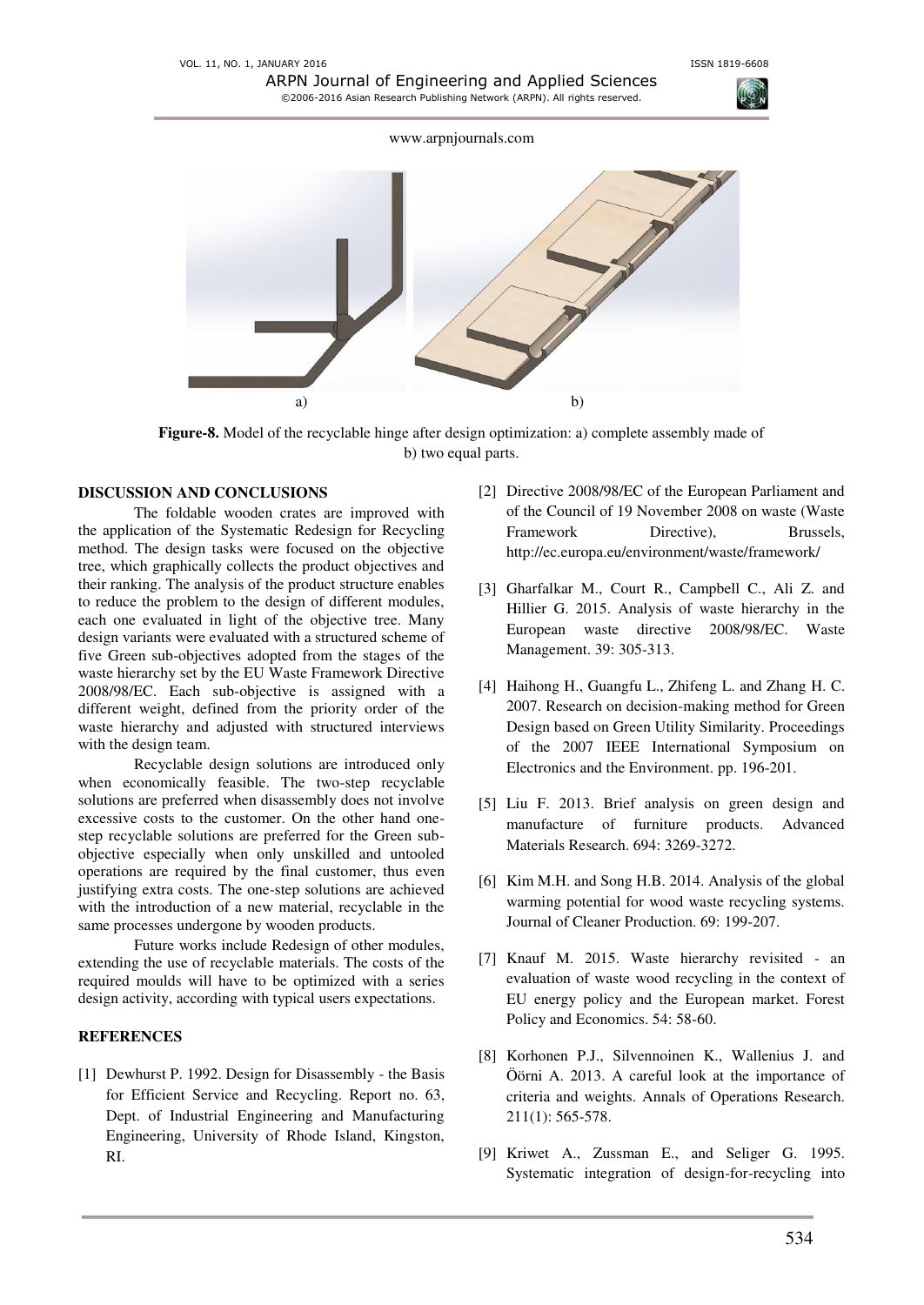a) b)

**Figure-8.** Model of the recyclable hinge after design optimization: a) complete assembly made of b) two equal parts.

## DISCUSSION AND CONCLUSIONS

The foldable wooden crates are improved with the application of the Systematic Redesign for Recycling method. The design tasks were focused on the objective tree, which graphically collects the product objectives and their ranking. The analysis of the product structure enables to reduce the problem to the design of different modules, each one evaluated in light of the objective tree. Many design variants were evaluated with a structured scheme of five Green sub-objectives adopted from the stages of the waste hierarchy set by the EU Waste Framework Directive 2008/98/EC. Each sub-objective is assigned with a different weight, defined from the priority order of the waste hierarchy and adjusted with structured interviews with the design team.

Recyclable design solutions are introduced only when economically feasible. The two-step recyclable solutions are preferred when disassembly does not involve excessive costs to the customer. On the other hand one-step recyclable solutions are preferred for the Green sub-objective especially when only unskilled and untooled operations are required by the final customer, thus even justifying extra costs. The one-step solutions are achieved with the introduction of a new material, recyclable in the same processes undergone by wooden products.

Future works include Redesign of other modules, extending the use of recyclable materials. The costs of the required moulds will have to be optimized with a series design activity, according with typical users expectations.

## REFERENCES

[1] Dewhurst P. 1992. Design for Disassembly - the Basis for Efficient Service and Recycling. Report no. 63, Dept. of Industrial Engineering and Manufacturing Engineering, University of Rhode Island, Kingston, RI.

[2] Directive 2008/98/EC of the European Parliament and of the Council of 19 November 2008 on waste (Waste Framework Directive), Brussels, http://ec.europa.eu/environment/waste/framework/

[3] Gharfalkar M., Court R., Campbell C., Ali Z. and Hillier G. 2015. Analysis of waste hierarchy in the European waste directive 2008/98/EC. Waste Management. 39: 305-313.

[4] Haihong H., Guangfu L., Zhifeng L. and Zhang H. C. 2007. Research on decision-making method for Green Design based on Green Utility Similarity. Proceedings of the 2007 IEEE International Symposium on Electronics and the Environment. pp. 196-201.

[5] Liu F. 2013. Brief analysis on green design and manufacture of furniture products. Advanced Materials Research. 694: 3269-3272.

[6] Kim M.H. and Song H.B. 2014. Analysis of the global warming potential for wood waste recycling systems. Journal of Cleaner Production. 69: 199-207.

[7] Knauf M. 2015. Waste hierarchy revisited - an evaluation of waste wood recycling in the context of EU energy policy and the European market. Forest Policy and Economics. 54: 58-60.

[8] Korhonen P.J., Silvennoinen K., Wallenius J. and Öörni A. 2013. A careful look at the importance of criteria and weights. Annals of Operations Research. 211(1): 565-578.

[9] Kriwet A., Zussman E., and Seliger G. 1995. Systematic integration of design-for-recycling into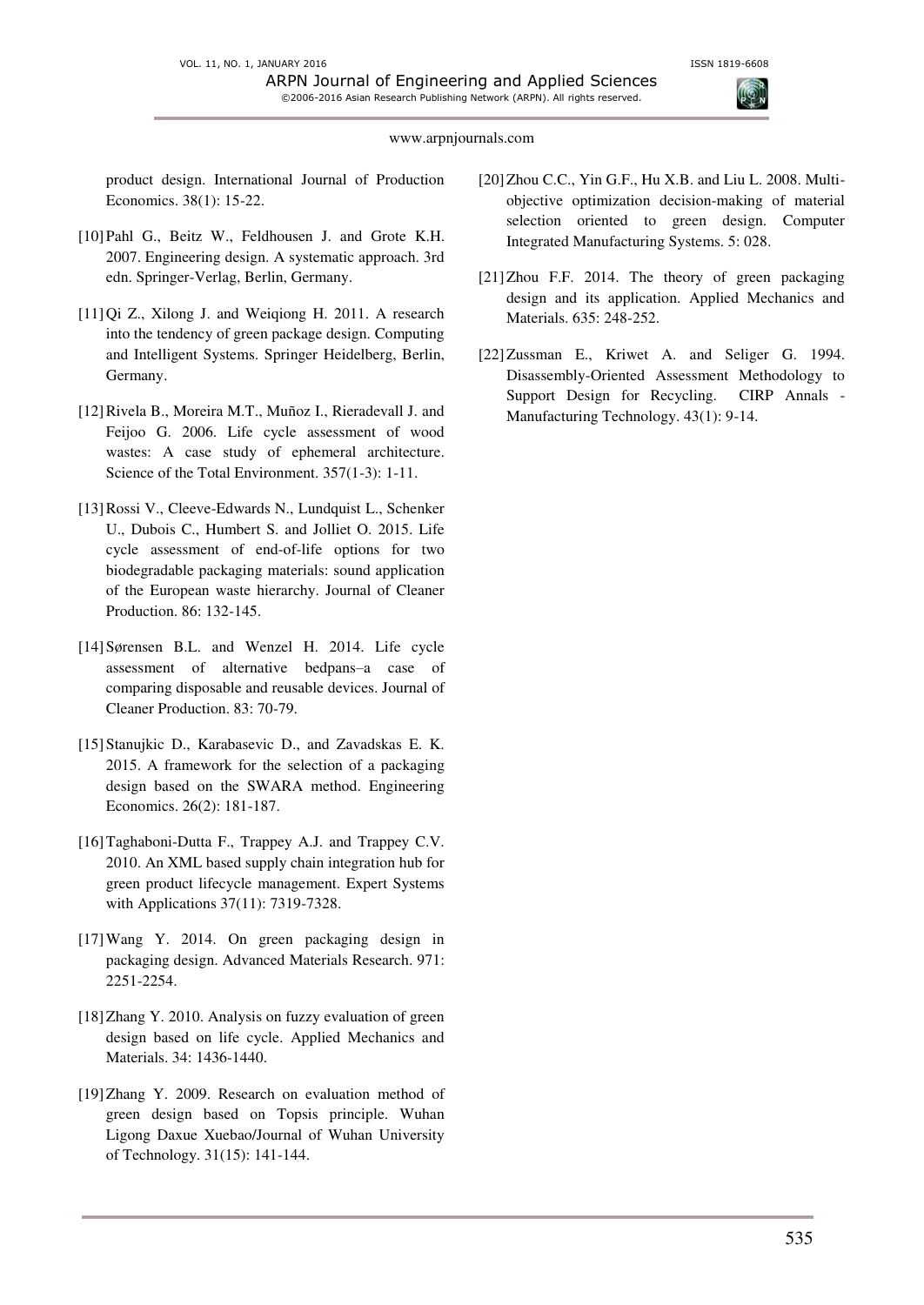product design. International Journal of Production Economics. 38(1): 15-22.

[10] Pahl G., Beitz W., Feldhousen J. and Grote K.H. 2007. Engineering design. A systematic approach. 3rd edn. Springer-Verlag, Berlin, Germany.

[11] Qi Z., Xilong J. and Weiqiong H. 2011. A research into the tendency of green package design. Computing and Intelligent Systems. Springer Heidelberg, Berlin, Germany.

[12] Rivela B., Moreira M.T., Muñoz I., Rieradevall J. and Feijoo G. 2006. Life cycle assessment of wood wastes: A case study of ephemeral architecture. Science of the Total Environment. 357(1-3): 1-11.

[13] Rossi V., Cleeve-Edwards N., Lundquist L., Schenker U., Dubois C., Humbert S. and Jolliet O. 2015. Life cycle assessment of end-of-life options for two biodegradable packaging materials: sound application of the European waste hierarchy. Journal of Cleaner Production. 86: 132-145.

[14] Sørensen B.L. and Wenzel H. 2014. Life cycle assessment of alternative bedpans–a case of comparing disposable and reusable devices. Journal of Cleaner Production. 83: 70-79.

[15] Stanujkic D., Karabasevic D., and Zavadskas E. K. 2015. A framework for the selection of a packaging design based on the SWARA method. Engineering Economics. 26(2): 181-187.

[16] Taghaboni-Dutta F., Trappey A.J. and Trappey C.V. 2010. An XML based supply chain integration hub for green product lifecycle management. Expert Systems with Applications 37(11): 7319-7328.

[17] Wang Y. 2014. On green packaging design in packaging design. Advanced Materials Research. 971: 2251-2254.

[18] Zhang Y. 2010. Analysis on fuzzy evaluation of green design based on life cycle. Applied Mechanics and Materials. 34: 1436-1440.

[19] Zhang Y. 2009. Research on evaluation method of green design based on Topsis principle. Wuhan Ligong Daxue Xuebao/Journal of Wuhan University of Technology. 31(15): 141-144.

[20] Zhou C.C., Yin G.F., Hu X.B. and Liu L. 2008. Multi-objective optimization decision-making of material selection oriented to green design. Computer Integrated Manufacturing Systems. 5: 028.

[21] Zhou F.F. 2014. The theory of green packaging design and its application. Applied Mechanics and Materials. 635: 248-252.

[22] Zussman E., Kriwet A. and Seliger G. 1994. Disassembly-Oriented Assessment Methodology to Support Design for Recycling. CIRP Annals - Manufacturing Technology. 43(1): 9-14.